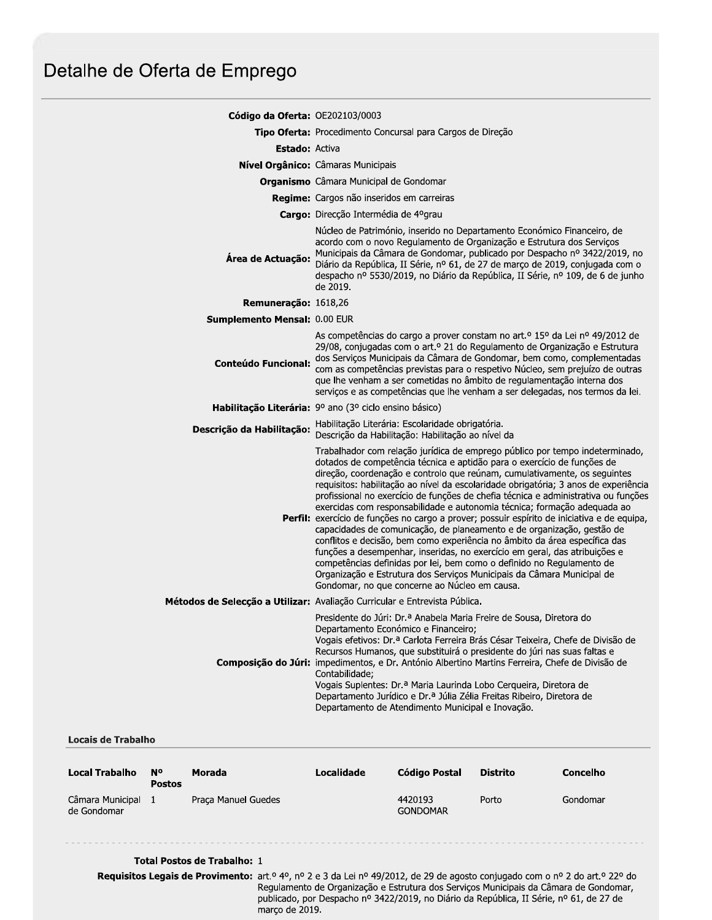# Detalhe de Oferta de Emprego

**Código da Oferta:** OE202103/0003

**Tipo Oferta:** Procedimento Concursal para Cargos de Direção

**Estado:** Activa

**Nível Orgânico:** Câmaras Municipais

**Organismo** Câmara Municipal de Gondomar

**Regime:** Cargos não inseridos em carreiras

**Cargo:** Direcção Intermédia de 4ºgrau

**Área de Actuação:** Núcleo de Património, inserido no Departamento Económico Financeiro, de acordo com o novo Regulamento de Organização e Estrutura dos Serviços Municipais da Câmara de Gondomar, publicado por Despacho nº 3422/2019, no Diário da República, II Série, nº 61, de 27 de março de 2019, conjugada com o despacho nº 5530/2019, no Diário da República, II Série, nº 109, de 6 de junho de 2019.

**Remuneração:** 1618,26

**Sumplemento Mensal:** 0.00 EUR

**Conteúdo Funcional:** As competências do cargo a prover constam no art.º 15º da Lei nº 49/2012 de 29/08, conjugadas com o art.º 21 do Regulamento de Organização e Estrutura dos Serviços Municipais da Câmara de Gondomar, bem como, complementadas com as competências previstas para o respetivo Núcleo, sem prejuízo de outras que lhe venham a ser cometidas no âmbito de regulamentação interna dos serviços e as competências que lhe venham a ser delegadas, nos termos da lei.

**Habilitação Literária:** 9º ano (3º ciclo ensino básico)

**Descrição da Habilitação:** Habilitação Literária: Escolaridade obrigatória.
Descrição da Habilitação: Habilitação ao nível da

**Perfil:** Trabalhador com relação jurídica de emprego público por tempo indeterminado, dotados de competência técnica e aptidão para o exercício de funções de direção, coordenação e controlo que reúnam, cumulativamente, os seguintes requisitos: habilitação ao nível da escolaridade obrigatória; 3 anos de experiência profissional no exercício de funções de chefia técnica e administrativa ou funções exercidas com responsabilidade e autonomia técnica; formação adequada ao exercício de funções no cargo a prover; possuir espírito de iniciativa e de equipa, capacidades de comunicação, de planeamento e de organização, gestão de conflitos e decisão, bem como experiência no âmbito da área específica das funções a desempenhar, inseridas, no exercício em geral, das atribuições e competências definidas por lei, bem como o definido no Regulamento de Organização e Estrutura dos Serviços Municipais da Câmara Municipal de Gondomar, no que concerne ao Núcleo em causa.

**Métodos de Selecção a Utilizar:** Avaliação Curricular e Entrevista Pública.

**Composição do Júri:** Presidente do Júri: Dr.ª Anabela Maria Freire de Sousa, Diretora do Departamento Económico e Financeiro;
Vogais efetivos: Dr.ª Carlota Ferreira Brás César Teixeira, Chefe de Divisão de Recursos Humanos, que substituirá o presidente do júri nas suas faltas e impedimentos, e Dr. António Albertino Martins Ferreira, Chefe de Divisão de Contabilidade;
Vogais Suplentes: Dr.ª Maria Laurinda Lobo Cerqueira, Diretora de Departamento Jurídico e Dr.ª Júlia Zélia Freitas Ribeiro, Diretora de Departamento de Atendimento Municipal e Inovação.

## Locais de Trabalho

| Local Trabalho | Nº Postos | Morada | Localidade | Código Postal | Distrito | Concelho |
|---|---|---|---|---|---|---|
| Câmara Municipal de Gondomar | 1 | Praça Manuel Guedes | | 4420193 GONDOMAR | Porto | Gondomar |

**Total Postos de Trabalho:** 1

**Requisitos Legais de Provimento:** art.º 4º, nº 2 e 3 da Lei nº 49/2012, de 29 de agosto conjugado com o nº 2 do art.º 22º do Regulamento de Organização e Estrutura dos Serviços Municipais da Câmara de Gondomar, publicado, por Despacho nº 3422/2019, no Diário da República, II Série, nº 61, de 27 de março de 2019.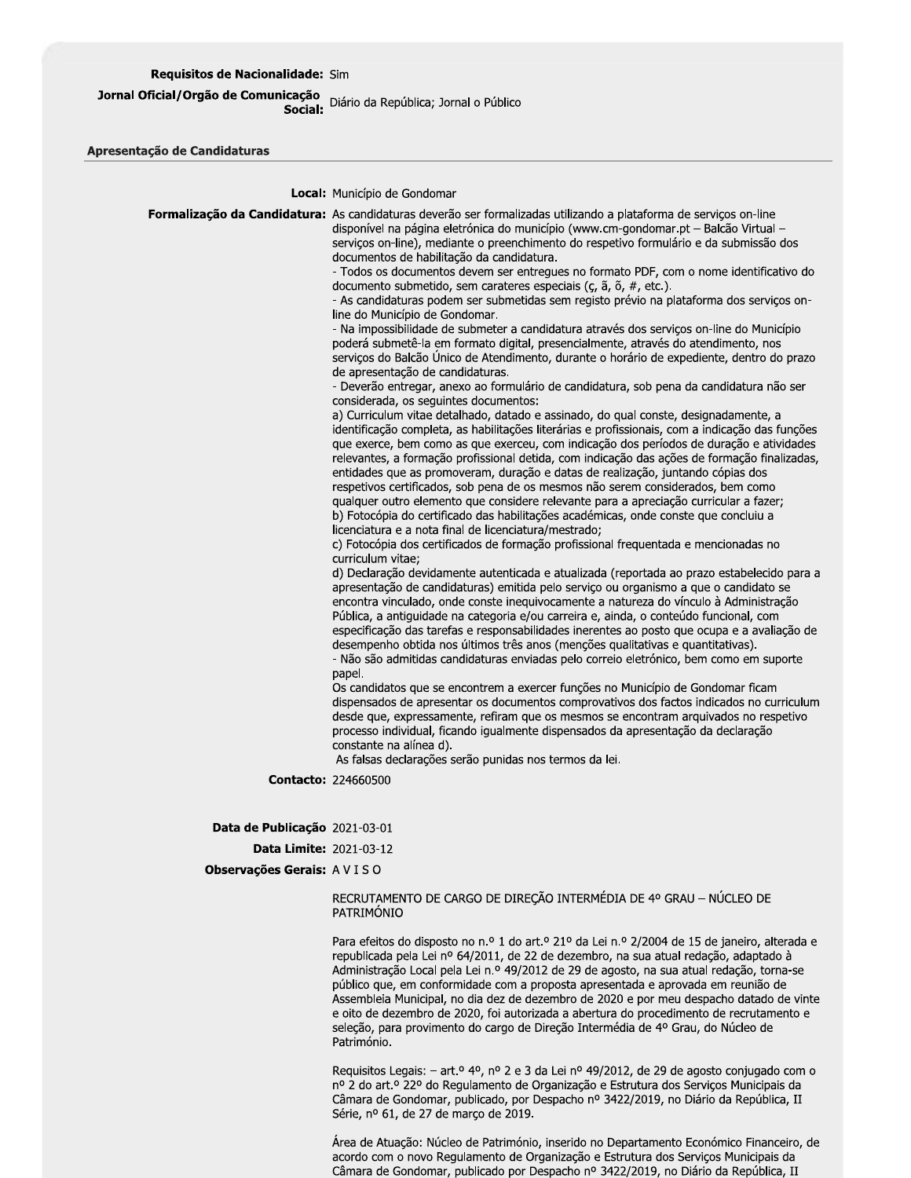**Requisitos de Nacionalidade:** Sim

**Jornal Oficial/Orgão de Comunicação Social:** Diário da República; Jornal o Público

## Apresentação de Candidaturas

**Local:** Município de Gondomar

**Formalização da Candidatura:** As candidaturas deverão ser formalizadas utilizando a plataforma de serviços on-line disponível na página eletrónica do município (www.cm-gondomar.pt – Balcão Virtual – serviços on-line), mediante o preenchimento do respetivo formulário e da submissão dos documentos de habilitação da candidatura.

- Todos os documentos devem ser entregues no formato PDF, com o nome identificativo do documento submetido, sem carateres especiais (ç, ã, õ, #, etc.).
- As candidaturas podem ser submetidas sem registo prévio na plataforma dos serviços on-line do Município de Gondomar.
- Na impossibilidade de submeter a candidatura através dos serviços on-line do Município poderá submetê-la em formato digital, presencialmente, através do atendimento, nos serviços do Balcão Único de Atendimento, durante o horário de expediente, dentro do prazo de apresentação de candidaturas.
- Deverão entregar, anexo ao formulário de candidatura, sob pena da candidatura não ser considerada, os seguintes documentos:

a) Curriculum vitae detalhado, datado e assinado, do qual conste, designadamente, a identificação completa, as habilitações literárias e profissionais, com a indicação das funções que exerce, bem como as que exerceu, com indicação dos períodos de duração e atividades relevantes, a formação profissional detida, com indicação das ações de formação finalizadas, entidades que as promoveram, duração e datas de realização, juntando cópias dos respetivos certificados, sob pena de os mesmos não serem considerados, bem como qualquer outro elemento que considere relevante para a apreciação curricular a fazer;

b) Fotocópia do certificado das habilitações académicas, onde conste que concluiu a licenciatura e a nota final de licenciatura/mestrado;

c) Fotocópia dos certificados de formação profissional frequentada e mencionadas no curriculum vitae;

d) Declaração devidamente autenticada e atualizada (reportada ao prazo estabelecido para a apresentação de candidaturas) emitida pelo serviço ou organismo a que o candidato se encontra vinculado, onde conste inequivocamente a natureza do vínculo à Administração Pública, a antiguidade na categoria e/ou carreira e, ainda, o conteúdo funcional, com especificação das tarefas e responsabilidades inerentes ao posto que ocupa e a avaliação de desempenho obtida nos últimos três anos (menções qualitativas e quantitativas).

- Não são admitidas candidaturas enviadas pelo correio eletrónico, bem como em suporte papel.

Os candidatos que se encontrem a exercer funções no Município de Gondomar ficam dispensados de apresentar os documentos comprovativos dos factos indicados no curriculum desde que, expressamente, refiram que os mesmos se encontram arquivados no respetivo processo individual, ficando igualmente dispensados da apresentação da declaração constante na alínea d).

As falsas declarações serão punidas nos termos da lei.

**Contacto:** 224660500

**Data de Publicação** 2021-03-01

**Data Limite:** 2021-03-12

**Observações Gerais:** A V I S O

RECRUTAMENTO DE CARGO DE DIREÇÃO INTERMÉDIA DE 4º GRAU – NÚCLEO DE PATRIMÓNIO

Para efeitos do disposto no n.º 1 do art.º 21º da Lei n.º 2/2004 de 15 de janeiro, alterada e republicada pela Lei nº 64/2011, de 22 de dezembro, na sua atual redação, adaptado à Administração Local pela Lei n.º 49/2012 de 29 de agosto, na sua atual redação, torna-se público que, em conformidade com a proposta apresentada e aprovada em reunião de Assembleia Municipal, no dia dez de dezembro de 2020 e por meu despacho datado de vinte e oito de dezembro de 2020, foi autorizada a abertura do procedimento de recrutamento e seleção, para provimento do cargo de Direção Intermédia de 4º Grau, do Núcleo de Património.

Requisitos Legais: – art.º 4º, nº 2 e 3 da Lei nº 49/2012, de 29 de agosto conjugado com o nº 2 do art.º 22º do Regulamento de Organização e Estrutura dos Serviços Municipais da Câmara de Gondomar, publicado, por Despacho nº 3422/2019, no Diário da República, II Série, nº 61, de 27 de março de 2019.

Área de Atuação: Núcleo de Património, inserido no Departamento Económico Financeiro, de acordo com o novo Regulamento de Organização e Estrutura dos Serviços Municipais da Câmara de Gondomar, publicado por Despacho nº 3422/2019, no Diário da República, II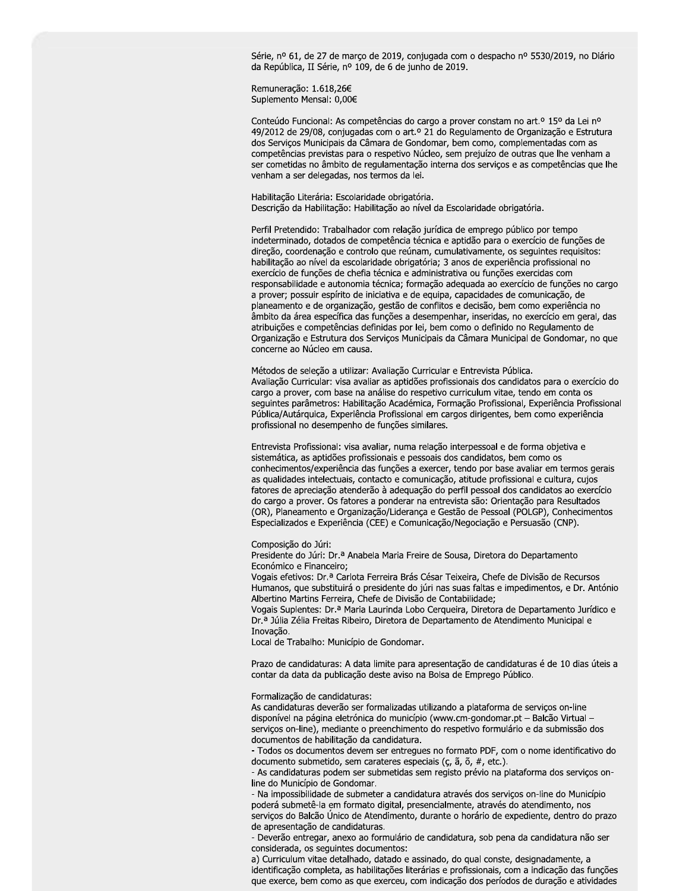Série, nº 61, de 27 de março de 2019, conjugada com o despacho nº 5530/2019, no Diário da República, II Série, nº 109, de 6 de junho de 2019.

Remuneração: 1.618,26€
Suplemento Mensal: 0,00€

Conteúdo Funcional: As competências do cargo a prover constam no art.º 15º da Lei nº 49/2012 de 29/08, conjugadas com o art.º 21 do Regulamento de Organização e Estrutura dos Serviços Municipais da Câmara de Gondomar, bem como, complementadas com as competências previstas para o respetivo Núcleo, sem prejuízo de outras que lhe venham a ser cometidas no âmbito de regulamentação interna dos serviços e as competências que lhe venham a ser delegadas, nos termos da lei.

Habilitação Literária: Escolaridade obrigatória.
Descrição da Habilitação: Habilitação ao nível da Escolaridade obrigatória.

Perfil Pretendido: Trabalhador com relação jurídica de emprego público por tempo indeterminado, dotados de competência técnica e aptidão para o exercício de funções de direção, coordenação e controlo que reúnam, cumulativamente, os seguintes requisitos: habilitação ao nível da escolaridade obrigatória; 3 anos de experiência profissional no exercício de funções de chefia técnica e administrativa ou funções exercidas com responsabilidade e autonomia técnica; formação adequada ao exercício de funções no cargo a prover; possuir espírito de iniciativa e de equipa, capacidades de comunicação, de planeamento e de organização, gestão de conflitos e decisão, bem como experiência no âmbito da área específica das funções a desempenhar, inseridas, no exercício em geral, das atribuições e competências definidas por lei, bem como o definido no Regulamento de Organização e Estrutura dos Serviços Municipais da Câmara Municipal de Gondomar, no que concerne ao Núcleo em causa.

Métodos de seleção a utilizar: Avaliação Curricular e Entrevista Pública.
Avaliação Curricular: visa avaliar as aptidões profissionais dos candidatos para o exercício do cargo a prover, com base na análise do respetivo curriculum vitae, tendo em conta os seguintes parâmetros: Habilitação Académica, Formação Profissional, Experiência Profissional Pública/Autárquica, Experiência Profissional em cargos dirigentes, bem como experiência profissional no desempenho de funções similares.

Entrevista Profissional: visa avaliar, numa relação interpessoal e de forma objetiva e sistemática, as aptidões profissionais e pessoais dos candidatos, bem como os conhecimentos/experiência das funções a exercer, tendo por base avaliar em termos gerais as qualidades intelectuais, contacto e comunicação, atitude profissional e cultura, cujos fatores de apreciação atenderão à adequação do perfil pessoal dos candidatos ao exercício do cargo a prover. Os fatores a ponderar na entrevista são: Orientação para Resultados (OR), Planeamento e Organização/Liderança e Gestão de Pessoal (POLGP), Conhecimentos Especializados e Experiência (CEE) e Comunicação/Negociação e Persuasão (CNP).

Composição do Júri:
Presidente do Júri: Dr.ª Anabela Maria Freire de Sousa, Diretora do Departamento Económico e Financeiro;
Vogais efetivos: Dr.ª Carlota Ferreira Brás César Teixeira, Chefe de Divisão de Recursos Humanos, que substituirá o presidente do júri nas suas faltas e impedimentos, e Dr. António Albertino Martins Ferreira, Chefe de Divisão de Contabilidade;
Vogais Suplentes: Dr.ª Maria Laurinda Lobo Cerqueira, Diretora de Departamento Jurídico e Dr.ª Júlia Zélia Freitas Ribeiro, Diretora de Departamento de Atendimento Municipal e Inovação.
Local de Trabalho: Município de Gondomar.

Prazo de candidaturas: A data limite para apresentação de candidaturas é de 10 dias úteis a contar da data da publicação deste aviso na Bolsa de Emprego Público.

Formalização de candidaturas:
As candidaturas deverão ser formalizadas utilizando a plataforma de serviços on-line disponível na página eletrónica do município (www.cm-gondomar.pt – Balcão Virtual – serviços on-line), mediante o preenchimento do respetivo formulário e da submissão dos documentos de habilitação da candidatura.
- Todos os documentos devem ser entregues no formato PDF, com o nome identificativo do documento submetido, sem carateres especiais (ç, ã, õ, #, etc.).
- As candidaturas podem ser submetidas sem registo prévio na plataforma dos serviços on-line do Município de Gondomar.
- Na impossibilidade de submeter a candidatura através dos serviços on-line do Município poderá submetê-la em formato digital, presencialmente, através do atendimento, nos serviços do Balcão Único de Atendimento, durante o horário de expediente, dentro do prazo de apresentação de candidaturas.
- Deverão entregar, anexo ao formulário de candidatura, sob pena da candidatura não ser considerada, os seguintes documentos:
a) Curriculum vitae detalhado, datado e assinado, do qual conste, designadamente, a identificação completa, as habilitações literárias e profissionais, com a indicação das funções que exerce, bem como as que exerceu, com indicação dos períodos de duração e atividades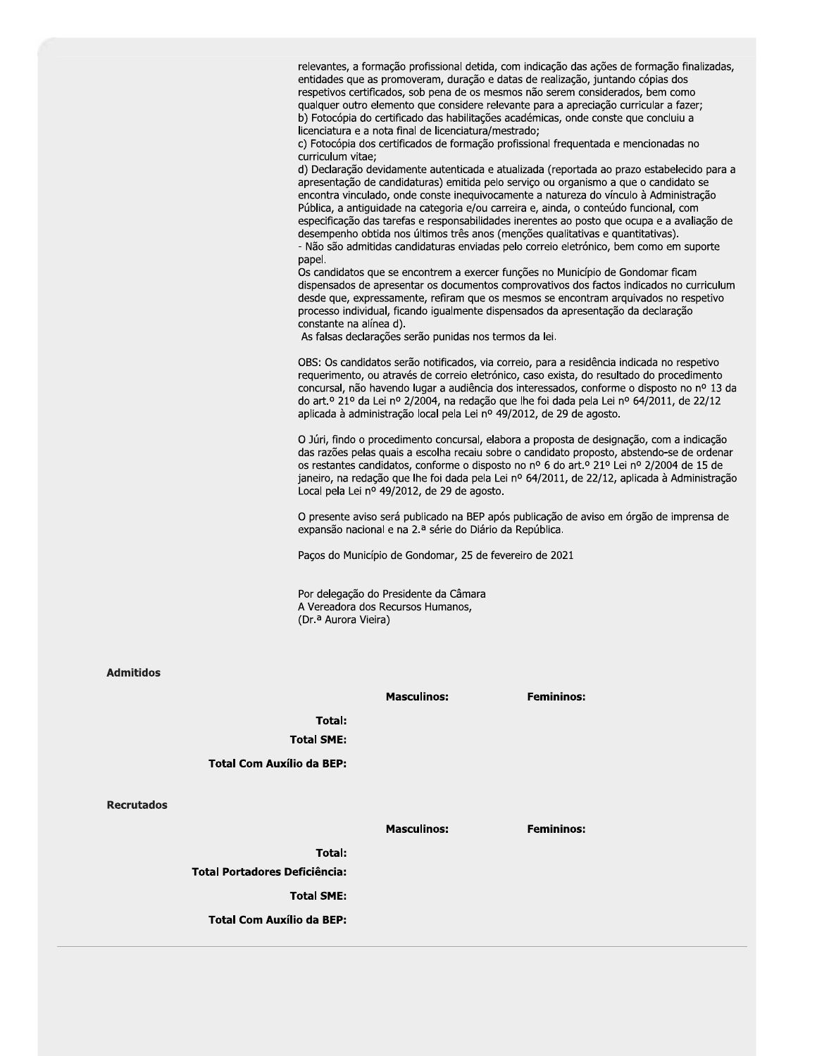relevantes, a formação profissional detida, com indicação das ações de formação finalizadas, entidades que as promoveram, duração e datas de realização, juntando cópias dos respetivos certificados, sob pena de os mesmos não serem considerados, bem como qualquer outro elemento que considere relevante para a apreciação curricular a fazer;
b) Fotocópia do certificado das habilitações académicas, onde conste que concluiu a licenciatura e a nota final de licenciatura/mestrado;
c) Fotocópia dos certificados de formação profissional frequentada e mencionadas no curriculum vitae;
d) Declaração devidamente autenticada e atualizada (reportada ao prazo estabelecido para a apresentação de candidaturas) emitida pelo serviço ou organismo a que o candidato se encontra vinculado, onde conste inequivocamente a natureza do vínculo à Administração Pública, a antiguidade na categoria e/ou carreira e, ainda, o conteúdo funcional, com especificação das tarefas e responsabilidades inerentes ao posto que ocupa e a avaliação de desempenho obtida nos últimos três anos (menções qualitativas e quantitativas).
- Não são admitidas candidaturas enviadas pelo correio eletrónico, bem como em suporte papel.
Os candidatos que se encontrem a exercer funções no Município de Gondomar ficam dispensados de apresentar os documentos comprovativos dos factos indicados no curriculum desde que, expressamente, refiram que os mesmos se encontram arquivados no respetivo processo individual, ficando igualmente dispensados da apresentação da declaração constante na alínea d).
As falsas declarações serão punidas nos termos da lei.

OBS: Os candidatos serão notificados, via correio, para a residência indicada no respetivo requerimento, ou através de correio eletrónico, caso exista, do resultado do procedimento concursal, não havendo lugar a audiência dos interessados, conforme o disposto no nº 13 da do art.º 21º da Lei nº 2/2004, na redação que lhe foi dada pela Lei nº 64/2011, de 22/12 aplicada à administração local pela Lei nº 49/2012, de 29 de agosto.

O Júri, findo o procedimento concursal, elabora a proposta de designação, com a indicação das razões pelas quais a escolha recaiu sobre o candidato proposto, abstendo-se de ordenar os restantes candidatos, conforme o disposto no nº 6 do art.º 21º Lei nº 2/2004 de 15 de janeiro, na redação que lhe foi dada pela Lei nº 64/2011, de 22/12, aplicada à Administração Local pela Lei nº 49/2012, de 29 de agosto.

O presente aviso será publicado na BEP após publicação de aviso em órgão de imprensa de expansão nacional e na 2.ª série do Diário da República.

Paços do Município de Gondomar, 25 de fevereiro de 2021

Por delegação do Presidente da Câmara
A Vereadora dos Recursos Humanos,
(Dr.ª Aurora Vieira)

**Admitidos**

| | **Masculinos:** | **Femininos:** |
|---|---|---|
| **Total:** | | |
| **Total SME:** | | |
| **Total Com Auxílio da BEP:** | | |

**Recrutados**

| | **Masculinos:** | **Femininos:** |
|---|---|---|
| **Total:** | | |
| **Total Portadores Deficiência:** | | |
| **Total SME:** | | |
| **Total Com Auxílio da BEP:** | | |